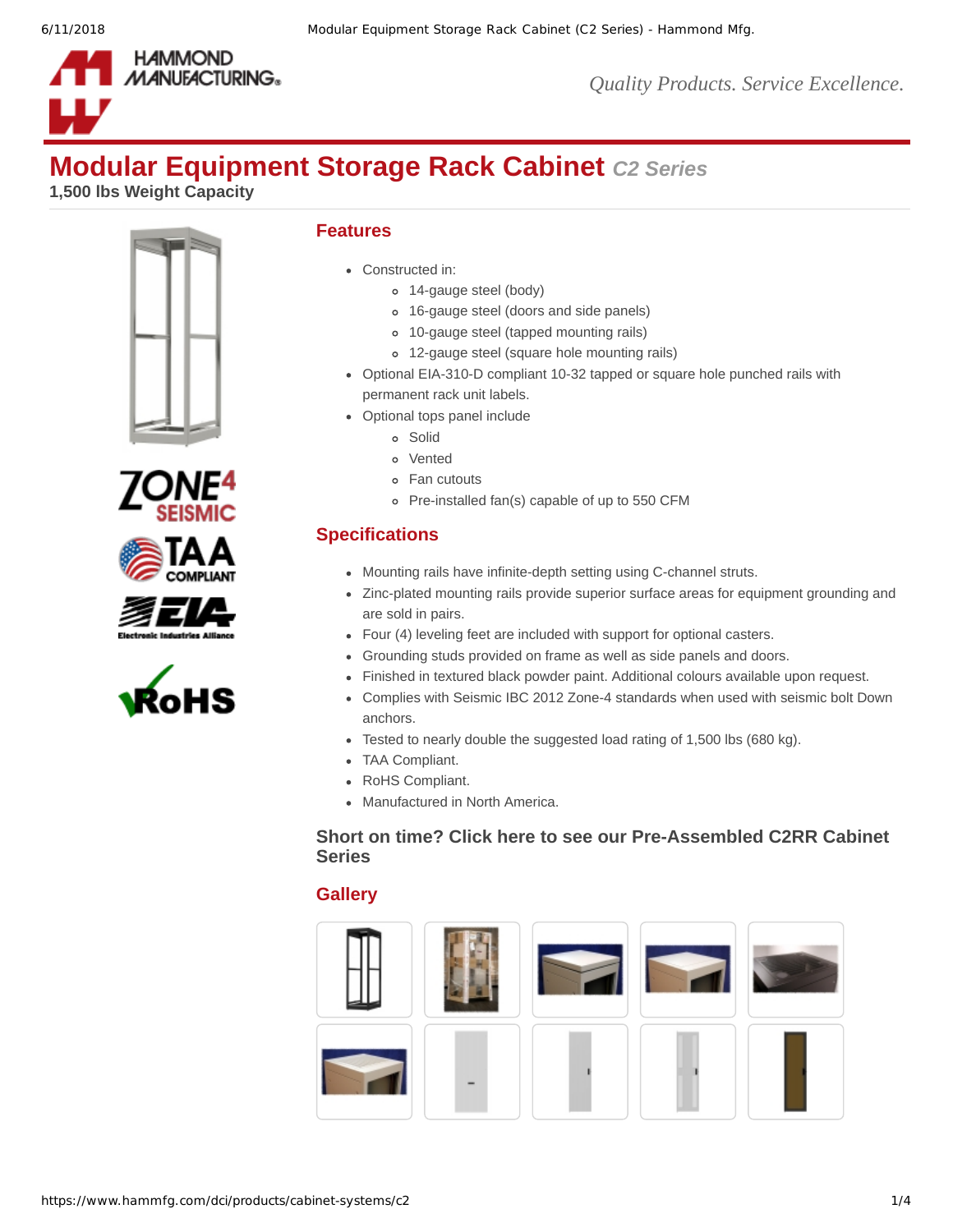# Modular Equipment Storage Rack Cabinet *C2 Series*

**1,500 lbs Weight Capacity**

## Features

- Constructed in:
  - 14-gauge steel (body)
  - 16-gauge steel (doors and side panels)
  - 10-gauge steel (tapped mounting rails)
  - 12-gauge steel (square hole mounting rails)
- Optional EIA-310-D compliant 10-32 tapped or square hole punched rails with permanent rack unit labels.
- Optional tops panel include
  - Solid
  - Vented
  - Fan cutouts
  - Pre-installed fan(s) capable of up to 550 CFM

## Specifications

- Mounting rails have infinite-depth setting using C-channel struts.
- Zinc-plated mounting rails provide superior surface areas for equipment grounding and are sold in pairs.
- Four (4) leveling feet are included with support for optional casters.
- Grounding studs provided on frame as well as side panels and doors.
- Finished in textured black powder paint. Additional colours available upon request.
- Complies with Seismic IBC 2012 Zone-4 standards when used with seismic bolt Down anchors.
- Tested to nearly double the suggested load rating of 1,500 lbs (680 kg).
- TAA Compliant.
- RoHS Compliant.
- Manufactured in North America.

### Short on time? Click here to see our Pre-Assembled C2RR Cabinet Series

## Gallery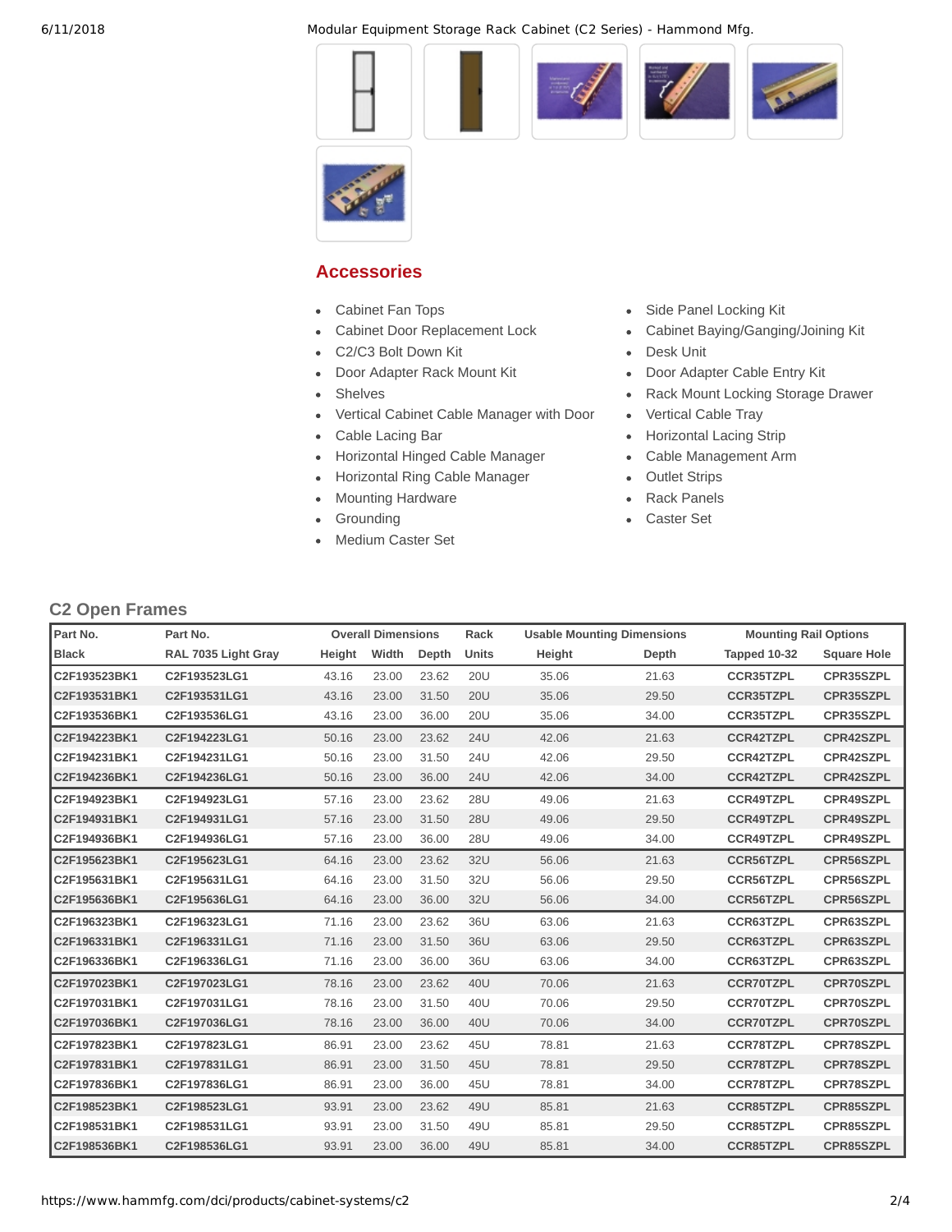## Accessories

- Cabinet Fan Tops
- Cabinet Door Replacement Lock
- C2/C3 Bolt Down Kit
- Door Adapter Rack Mount Kit
- Shelves
- Vertical Cabinet Cable Manager with Door
- Cable Lacing Bar
- Horizontal Hinged Cable Manager
- Horizontal Ring Cable Manager
- Mounting Hardware
- Grounding
- Medium Caster Set
- Side Panel Locking Kit
- Cabinet Baying/Ganging/Joining Kit
- Desk Unit
- Door Adapter Cable Entry Kit
- Rack Mount Locking Storage Drawer
- Vertical Cable Tray
- Horizontal Lacing Strip
- Cable Management Arm
- Outlet Strips
- Rack Panels
- Caster Set

## C2 Open Frames

| Part No. | Part No. | Overall Dimensions | | | Rack | Usable Mounting Dimensions | | Mounting Rail Options | |
|---|---|---|---|---|---|---|---|---|---|
| Black | RAL 7035 Light Gray | Height | Width | Depth | Units | Height | Depth | Tapped 10-32 | Square Hole |
| C2F193523BK1 | C2F193523LG1 | 43.16 | 23.00 | 23.62 | 20U | 35.06 | 21.63 | CCR35TZPL | CPR35SZPL |
| C2F193531BK1 | C2F193531LG1 | 43.16 | 23.00 | 31.50 | 20U | 35.06 | 29.50 | CCR35TZPL | CPR35SZPL |
| C2F193536BK1 | C2F193536LG1 | 43.16 | 23.00 | 36.00 | 20U | 35.06 | 34.00 | CCR35TZPL | CPR35SZPL |
| C2F194223BK1 | C2F194223LG1 | 50.16 | 23.00 | 23.62 | 24U | 42.06 | 21.63 | CCR42TZPL | CPR42SZPL |
| C2F194231BK1 | C2F194231LG1 | 50.16 | 23.00 | 31.50 | 24U | 42.06 | 29.50 | CCR42TZPL | CPR42SZPL |
| C2F194236BK1 | C2F194236LG1 | 50.16 | 23.00 | 36.00 | 24U | 42.06 | 34.00 | CCR42TZPL | CPR42SZPL |
| C2F194923BK1 | C2F194923LG1 | 57.16 | 23.00 | 23.62 | 28U | 49.06 | 21.63 | CCR49TZPL | CPR49SZPL |
| C2F194931BK1 | C2F194931LG1 | 57.16 | 23.00 | 31.50 | 28U | 49.06 | 29.50 | CCR49TZPL | CPR49SZPL |
| C2F194936BK1 | C2F194936LG1 | 57.16 | 23.00 | 36.00 | 28U | 49.06 | 34.00 | CCR49TZPL | CPR49SZPL |
| C2F195623BK1 | C2F195623LG1 | 64.16 | 23.00 | 23.62 | 32U | 56.06 | 21.63 | CCR56TZPL | CPR56SZPL |
| C2F195631BK1 | C2F195631LG1 | 64.16 | 23.00 | 31.50 | 32U | 56.06 | 29.50 | CCR56TZPL | CPR56SZPL |
| C2F195636BK1 | C2F195636LG1 | 64.16 | 23.00 | 36.00 | 32U | 56.06 | 34.00 | CCR56TZPL | CPR56SZPL |
| C2F196323BK1 | C2F196323LG1 | 71.16 | 23.00 | 23.62 | 36U | 63.06 | 21.63 | CCR63TZPL | CPR63SZPL |
| C2F196331BK1 | C2F196331LG1 | 71.16 | 23.00 | 31.50 | 36U | 63.06 | 29.50 | CCR63TZPL | CPR63SZPL |
| C2F196336BK1 | C2F196336LG1 | 71.16 | 23.00 | 36.00 | 36U | 63.06 | 34.00 | CCR63TZPL | CPR63SZPL |
| C2F197023BK1 | C2F197023LG1 | 78.16 | 23.00 | 23.62 | 40U | 70.06 | 21.63 | CCR70TZPL | CPR70SZPL |
| C2F197031BK1 | C2F197031LG1 | 78.16 | 23.00 | 31.50 | 40U | 70.06 | 29.50 | CCR70TZPL | CPR70SZPL |
| C2F197036BK1 | C2F197036LG1 | 78.16 | 23.00 | 36.00 | 40U | 70.06 | 34.00 | CCR70TZPL | CPR70SZPL |
| C2F197823BK1 | C2F197823LG1 | 86.91 | 23.00 | 23.62 | 45U | 78.81 | 21.63 | CCR78TZPL | CPR78SZPL |
| C2F197831BK1 | C2F197831LG1 | 86.91 | 23.00 | 31.50 | 45U | 78.81 | 29.50 | CCR78TZPL | CPR78SZPL |
| C2F197836BK1 | C2F197836LG1 | 86.91 | 23.00 | 36.00 | 45U | 78.81 | 34.00 | CCR78TZPL | CPR78SZPL |
| C2F198523BK1 | C2F198523LG1 | 93.91 | 23.00 | 23.62 | 49U | 85.81 | 21.63 | CCR85TZPL | CPR85SZPL |
| C2F198531BK1 | C2F198531LG1 | 93.91 | 23.00 | 31.50 | 49U | 85.81 | 29.50 | CCR85TZPL | CPR85SZPL |
| C2F198536BK1 | C2F198536LG1 | 93.91 | 23.00 | 36.00 | 49U | 85.81 | 34.00 | CCR85TZPL | CPR85SZPL |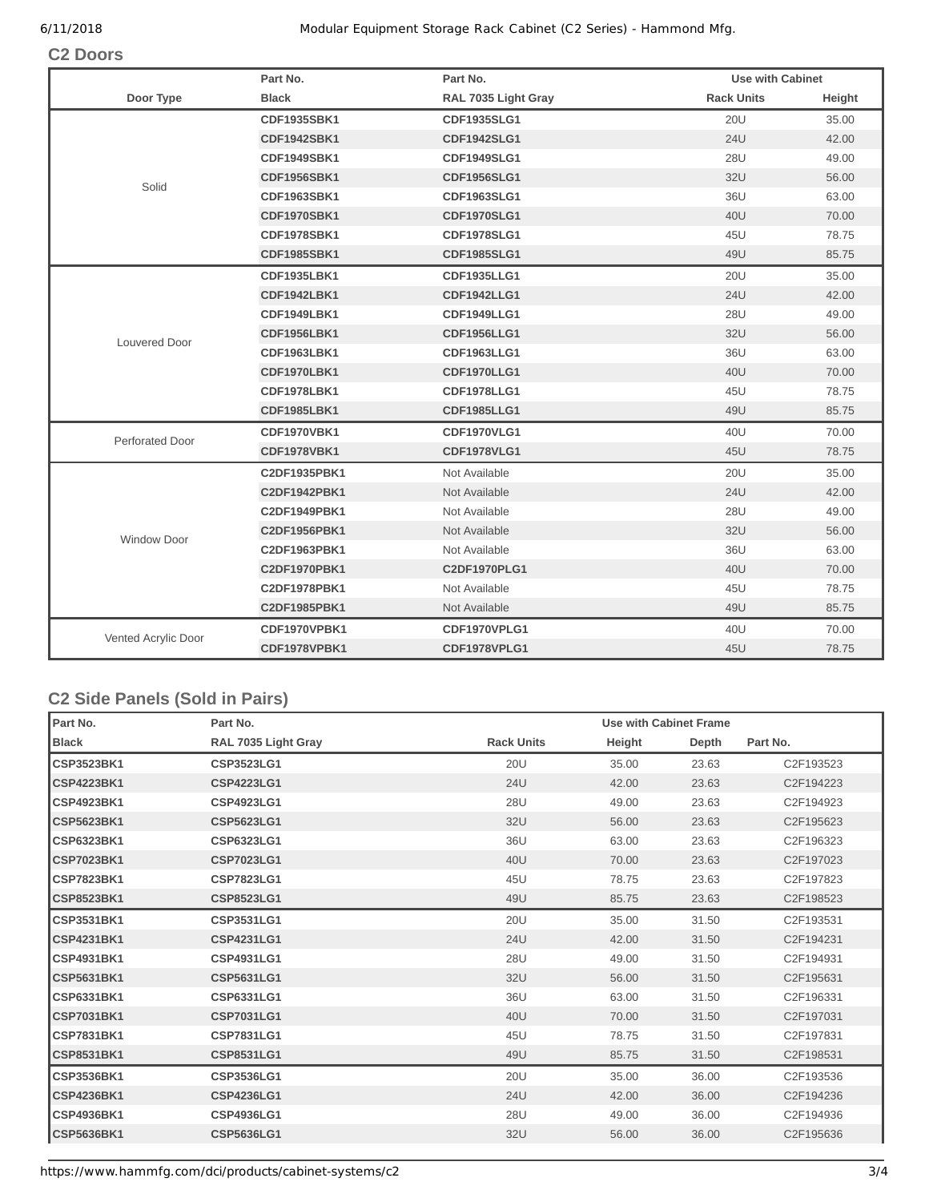## C2 Doors

| | Part No. | Part No. | Use with Cabinet | |
|---|---|---|---|---|
| Door Type | Black | RAL 7035 Light Gray | Rack Units | Height |
| Solid | CDF1935SBK1 | CDF1935SLG1 | 20U | 35.00 |
| | CDF1942SBK1 | CDF1942SLG1 | 24U | 42.00 |
| | CDF1949SBK1 | CDF1949SLG1 | 28U | 49.00 |
| | CDF1956SBK1 | CDF1956SLG1 | 32U | 56.00 |
| | CDF1963SBK1 | CDF1963SLG1 | 36U | 63.00 |
| | CDF1970SBK1 | CDF1970SLG1 | 40U | 70.00 |
| | CDF1978SBK1 | CDF1978SLG1 | 45U | 78.75 |
| | CDF1985SBK1 | CDF1985SLG1 | 49U | 85.75 |
| Louvered Door | CDF1935LBK1 | CDF1935LLG1 | 20U | 35.00 |
| | CDF1942LBK1 | CDF1942LLG1 | 24U | 42.00 |
| | CDF1949LBK1 | CDF1949LLG1 | 28U | 49.00 |
| | CDF1956LBK1 | CDF1956LLG1 | 32U | 56.00 |
| | CDF1963LBK1 | CDF1963LLG1 | 36U | 63.00 |
| | CDF1970LBK1 | CDF1970LLG1 | 40U | 70.00 |
| | CDF1978LBK1 | CDF1978LLG1 | 45U | 78.75 |
| | CDF1985LBK1 | CDF1985LLG1 | 49U | 85.75 |
| Perforated Door | CDF1970VBK1 | CDF1970VLG1 | 40U | 70.00 |
| | CDF1978VBK1 | CDF1978VLG1 | 45U | 78.75 |
| Window Door | C2DF1935PBK1 | Not Available | 20U | 35.00 |
| | C2DF1942PBK1 | Not Available | 24U | 42.00 |
| | C2DF1949PBK1 | Not Available | 28U | 49.00 |
| | C2DF1956PBK1 | Not Available | 32U | 56.00 |
| | C2DF1963PBK1 | Not Available | 36U | 63.00 |
| | C2DF1970PBK1 | C2DF1970PLG1 | 40U | 70.00 |
| | C2DF1978PBK1 | Not Available | 45U | 78.75 |
| | C2DF1985PBK1 | Not Available | 49U | 85.75 |
| Vented Acrylic Door | CDF1970VPBK1 | CDF1970VPLG1 | 40U | 70.00 |
| | CDF1978VPBK1 | CDF1978VPLG1 | 45U | 78.75 |

## C2 Side Panels (Sold in Pairs)

| Part No. | Part No. | Use with Cabinet Frame | | | |
|---|---|---|---|---|---|
| Black | RAL 7035 Light Gray | Rack Units | Height | Depth | Part No. |
| CSP3523BK1 | CSP3523LG1 | 20U | 35.00 | 23.63 | C2F193523 |
| CSP4223BK1 | CSP4223LG1 | 24U | 42.00 | 23.63 | C2F194223 |
| CSP4923BK1 | CSP4923LG1 | 28U | 49.00 | 23.63 | C2F194923 |
| CSP5623BK1 | CSP5623LG1 | 32U | 56.00 | 23.63 | C2F195623 |
| CSP6323BK1 | CSP6323LG1 | 36U | 63.00 | 23.63 | C2F196323 |
| CSP7023BK1 | CSP7023LG1 | 40U | 70.00 | 23.63 | C2F197023 |
| CSP7823BK1 | CSP7823LG1 | 45U | 78.75 | 23.63 | C2F197823 |
| CSP8523BK1 | CSP8523LG1 | 49U | 85.75 | 23.63 | C2F198523 |
| CSP3531BK1 | CSP3531LG1 | 20U | 35.00 | 31.50 | C2F193531 |
| CSP4231BK1 | CSP4231LG1 | 24U | 42.00 | 31.50 | C2F194231 |
| CSP4931BK1 | CSP4931LG1 | 28U | 49.00 | 31.50 | C2F194931 |
| CSP5631BK1 | CSP5631LG1 | 32U | 56.00 | 31.50 | C2F195631 |
| CSP6331BK1 | CSP6331LG1 | 36U | 63.00 | 31.50 | C2F196331 |
| CSP7031BK1 | CSP7031LG1 | 40U | 70.00 | 31.50 | C2F197031 |
| CSP7831BK1 | CSP7831LG1 | 45U | 78.75 | 31.50 | C2F197831 |
| CSP8531BK1 | CSP8531LG1 | 49U | 85.75 | 31.50 | C2F198531 |
| CSP3536BK1 | CSP3536LG1 | 20U | 35.00 | 36.00 | C2F193536 |
| CSP4236BK1 | CSP4236LG1 | 24U | 42.00 | 36.00 | C2F194236 |
| CSP4936BK1 | CSP4936LG1 | 28U | 49.00 | 36.00 | C2F194936 |
| CSP5636BK1 | CSP5636LG1 | 32U | 56.00 | 36.00 | C2F195636 |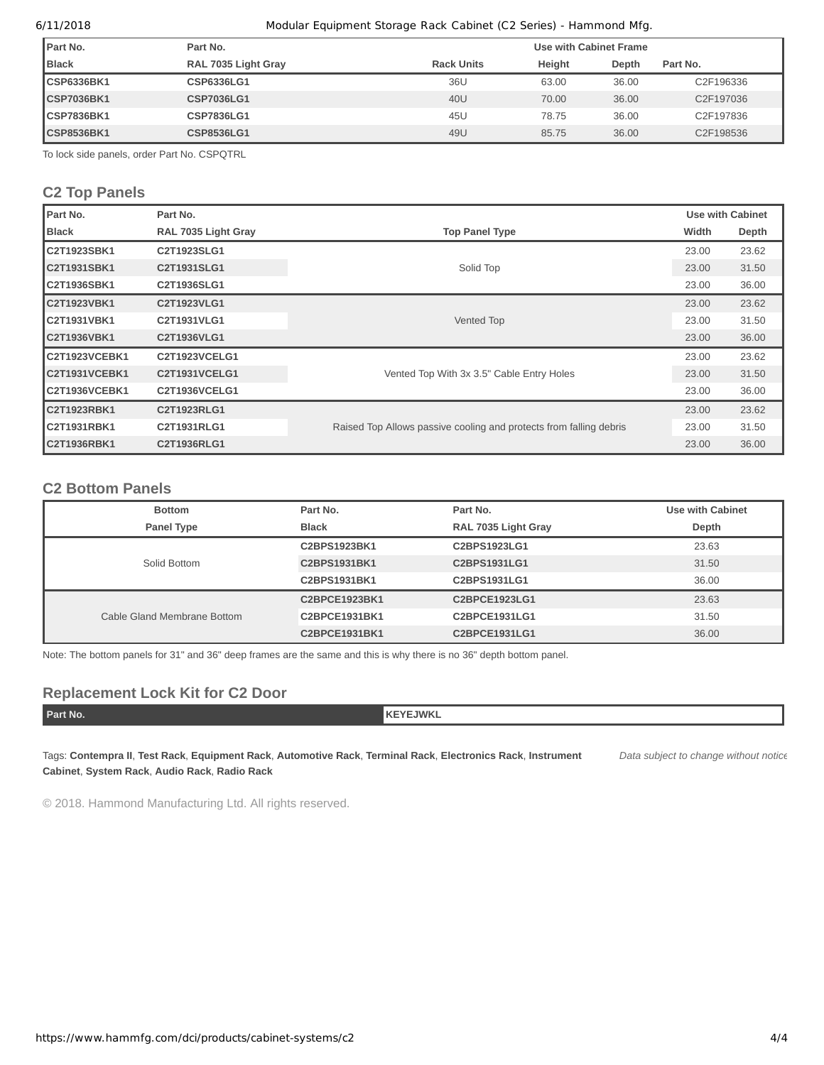| Part No. | Part No. | Use with Cabinet Frame | | | |
|---|---|---|---|---|---|
| Black | RAL 7035 Light Gray | Rack Units | Height | Depth | Part No. |
| CSP6336BK1 | CSP6336LG1 | 36U | 63.00 | 36.00 | C2F196336 |
| CSP7036BK1 | CSP7036LG1 | 40U | 70.00 | 36.00 | C2F197036 |
| CSP7836BK1 | CSP7836LG1 | 45U | 78.75 | 36.00 | C2F197836 |
| CSP8536BK1 | CSP8536LG1 | 49U | 85.75 | 36.00 | C2F198536 |

To lock side panels, order Part No. CSPQTRL

## C2 Top Panels

| Part No. | Part No. | | Use with Cabinet | |
|---|---|---|---|---|
| Black | RAL 7035 Light Gray | Top Panel Type | Width | Depth |
| C2T1923SBK1 | C2T1923SLG1 | Solid Top | 23.00 | 23.62 |
| C2T1931SBK1 | C2T1931SLG1 | Solid Top | 23.00 | 31.50 |
| C2T1936SBK1 | C2T1936SLG1 | Solid Top | 23.00 | 36.00 |
| C2T1923VBK1 | C2T1923VLG1 | Vented Top | 23.00 | 23.62 |
| C2T1931VBK1 | C2T1931VLG1 | Vented Top | 23.00 | 31.50 |
| C2T1936VBK1 | C2T1936VLG1 | Vented Top | 23.00 | 36.00 |
| C2T1923VCEBK1 | C2T1923VCELG1 | Vented Top With 3x 3.5" Cable Entry Holes | 23.00 | 23.62 |
| C2T1931VCEBK1 | C2T1931VCELG1 | Vented Top With 3x 3.5" Cable Entry Holes | 23.00 | 31.50 |
| C2T1936VCEBK1 | C2T1936VCELG1 | Vented Top With 3x 3.5" Cable Entry Holes | 23.00 | 36.00 |
| C2T1923RBK1 | C2T1923RLG1 | Raised Top Allows passive cooling and protects from falling debris | 23.00 | 23.62 |
| C2T1931RBK1 | C2T1931RLG1 | Raised Top Allows passive cooling and protects from falling debris | 23.00 | 31.50 |
| C2T1936RBK1 | C2T1936RLG1 | Raised Top Allows passive cooling and protects from falling debris | 23.00 | 36.00 |

## C2 Bottom Panels

| Bottom | Part No. | Part No. | Use with Cabinet |
|---|---|---|---|
| Panel Type | Black | RAL 7035 Light Gray | Depth |
| Solid Bottom | C2BPS1923BK1 | C2BPS1923LG1 | 23.63 |
| Solid Bottom | C2BPS1931BK1 | C2BPS1931LG1 | 31.50 |
| Solid Bottom | C2BPS1931BK1 | C2BPS1931LG1 | 36.00 |
| Cable Gland Membrane Bottom | C2BPCE1923BK1 | C2BPCE1923LG1 | 23.63 |
| Cable Gland Membrane Bottom | C2BPCE1931BK1 | C2BPCE1931LG1 | 31.50 |
| Cable Gland Membrane Bottom | C2BPCE1931BK1 | C2BPCE1931LG1 | 36.00 |

Note: The bottom panels for 31" and 36" deep frames are the same and this is why there is no 36" depth bottom panel.

## Replacement Lock Kit for C2 Door

| Part No. | KEYEJWKL |
|---|---|

Tags: **Contempra II**, **Test Rack**, **Equipment Rack**, **Automotive Rack**, **Terminal Rack**, **Electronics Rack**, **Instrument Cabinet**, **System Rack**, **Audio Rack**, **Radio Rack**

*Data subject to change without notice*

© 2018. Hammond Manufacturing Ltd. All rights reserved.